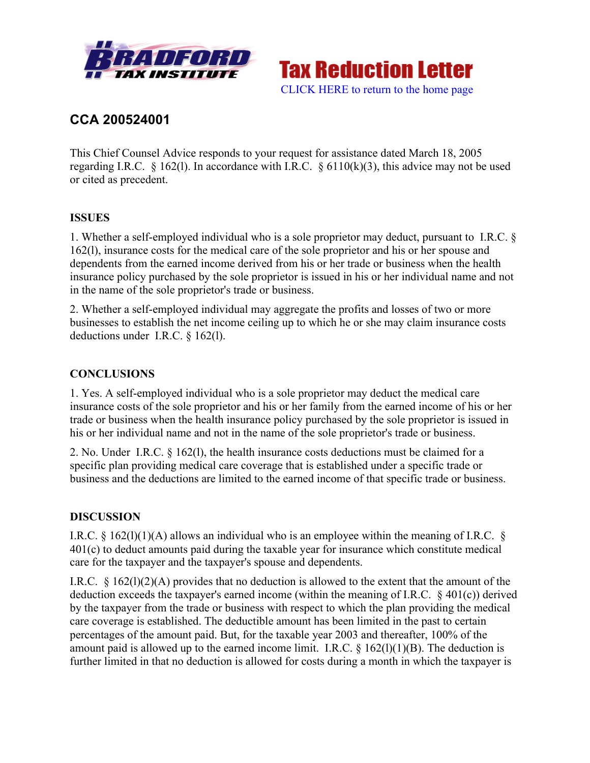# Tax Reduction Letter

CLICK HERE to return to the home page

## CCA 200524001

This Chief Counsel Advice responds to your request for assistance dated March 18, 2005 regarding I.R.C. § 162(l). In accordance with I.R.C. § 6110(k)(3), this advice may not be used or cited as precedent.

### ISSUES

1. Whether a self-employed individual who is a sole proprietor may deduct, pursuant to I.R.C. § 162(l), insurance costs for the medical care of the sole proprietor and his or her spouse and dependents from the earned income derived from his or her trade or business when the health insurance policy purchased by the sole proprietor is issued in his or her individual name and not in the name of the sole proprietor's trade or business.

2. Whether a self-employed individual may aggregate the profits and losses of two or more businesses to establish the net income ceiling up to which he or she may claim insurance costs deductions under I.R.C. § 162(l).

### CONCLUSIONS

1. Yes. A self-employed individual who is a sole proprietor may deduct the medical care insurance costs of the sole proprietor and his or her family from the earned income of his or her trade or business when the health insurance policy purchased by the sole proprietor is issued in his or her individual name and not in the name of the sole proprietor's trade or business.

2. No. Under I.R.C. § 162(l), the health insurance costs deductions must be claimed for a specific plan providing medical care coverage that is established under a specific trade or business and the deductions are limited to the earned income of that specific trade or business.

### DISCUSSION

I.R.C. § 162(l)(1)(A) allows an individual who is an employee within the meaning of I.R.C. § 401(c) to deduct amounts paid during the taxable year for insurance which constitute medical care for the taxpayer and the taxpayer's spouse and dependents.

I.R.C. § 162(l)(2)(A) provides that no deduction is allowed to the extent that the amount of the deduction exceeds the taxpayer's earned income (within the meaning of I.R.C. § 401(c)) derived by the taxpayer from the trade or business with respect to which the plan providing the medical care coverage is established. The deductible amount has been limited in the past to certain percentages of the amount paid. But, for the taxable year 2003 and thereafter, 100% of the amount paid is allowed up to the earned income limit. I.R.C. § 162(l)(1)(B). The deduction is further limited in that no deduction is allowed for costs during a month in which the taxpayer is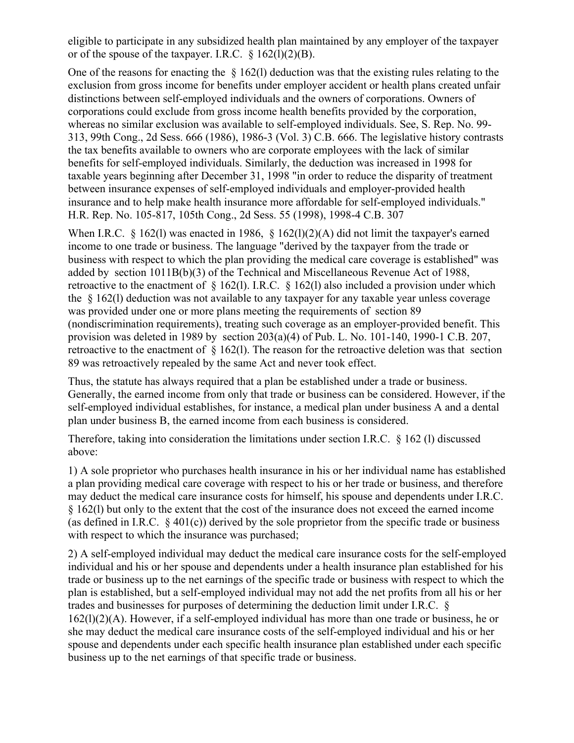eligible to participate in any subsidized health plan maintained by any employer of the taxpayer or of the spouse of the taxpayer. I.R.C. § 162(l)(2)(B).

One of the reasons for enacting the § 162(l) deduction was that the existing rules relating to the exclusion from gross income for benefits under employer accident or health plans created unfair distinctions between self-employed individuals and the owners of corporations. Owners of corporations could exclude from gross income health benefits provided by the corporation, whereas no similar exclusion was available to self-employed individuals. See, S. Rep. No. 99-313, 99th Cong., 2d Sess. 666 (1986), 1986-3 (Vol. 3) C.B. 666. The legislative history contrasts the tax benefits available to owners who are corporate employees with the lack of similar benefits for self-employed individuals. Similarly, the deduction was increased in 1998 for taxable years beginning after December 31, 1998 "in order to reduce the disparity of treatment between insurance expenses of self-employed individuals and employer-provided health insurance and to help make health insurance more affordable for self-employed individuals." H.R. Rep. No. 105-817, 105th Cong., 2d Sess. 55 (1998), 1998-4 C.B. 307

When I.R.C. § 162(l) was enacted in 1986, § 162(l)(2)(A) did not limit the taxpayer's earned income to one trade or business. The language "derived by the taxpayer from the trade or business with respect to which the plan providing the medical care coverage is established" was added by section 1011B(b)(3) of the Technical and Miscellaneous Revenue Act of 1988, retroactive to the enactment of § 162(l). I.R.C. § 162(l) also included a provision under which the § 162(l) deduction was not available to any taxpayer for any taxable year unless coverage was provided under one or more plans meeting the requirements of section 89 (nondiscrimination requirements), treating such coverage as an employer-provided benefit. This provision was deleted in 1989 by section 203(a)(4) of Pub. L. No. 101-140, 1990-1 C.B. 207, retroactive to the enactment of § 162(l). The reason for the retroactive deletion was that section 89 was retroactively repealed by the same Act and never took effect.

Thus, the statute has always required that a plan be established under a trade or business. Generally, the earned income from only that trade or business can be considered. However, if the self-employed individual establishes, for instance, a medical plan under business A and a dental plan under business B, the earned income from each business is considered.

Therefore, taking into consideration the limitations under section I.R.C. § 162 (l) discussed above:

1) A sole proprietor who purchases health insurance in his or her individual name has established a plan providing medical care coverage with respect to his or her trade or business, and therefore may deduct the medical care insurance costs for himself, his spouse and dependents under I.R.C. § 162(l) but only to the extent that the cost of the insurance does not exceed the earned income (as defined in I.R.C. § 401(c)) derived by the sole proprietor from the specific trade or business with respect to which the insurance was purchased;

2) A self-employed individual may deduct the medical care insurance costs for the self-employed individual and his or her spouse and dependents under a health insurance plan established for his trade or business up to the net earnings of the specific trade or business with respect to which the plan is established, but a self-employed individual may not add the net profits from all his or her trades and businesses for purposes of determining the deduction limit under I.R.C. § 162(l)(2)(A). However, if a self-employed individual has more than one trade or business, he or she may deduct the medical care insurance costs of the self-employed individual and his or her spouse and dependents under each specific health insurance plan established under each specific business up to the net earnings of that specific trade or business.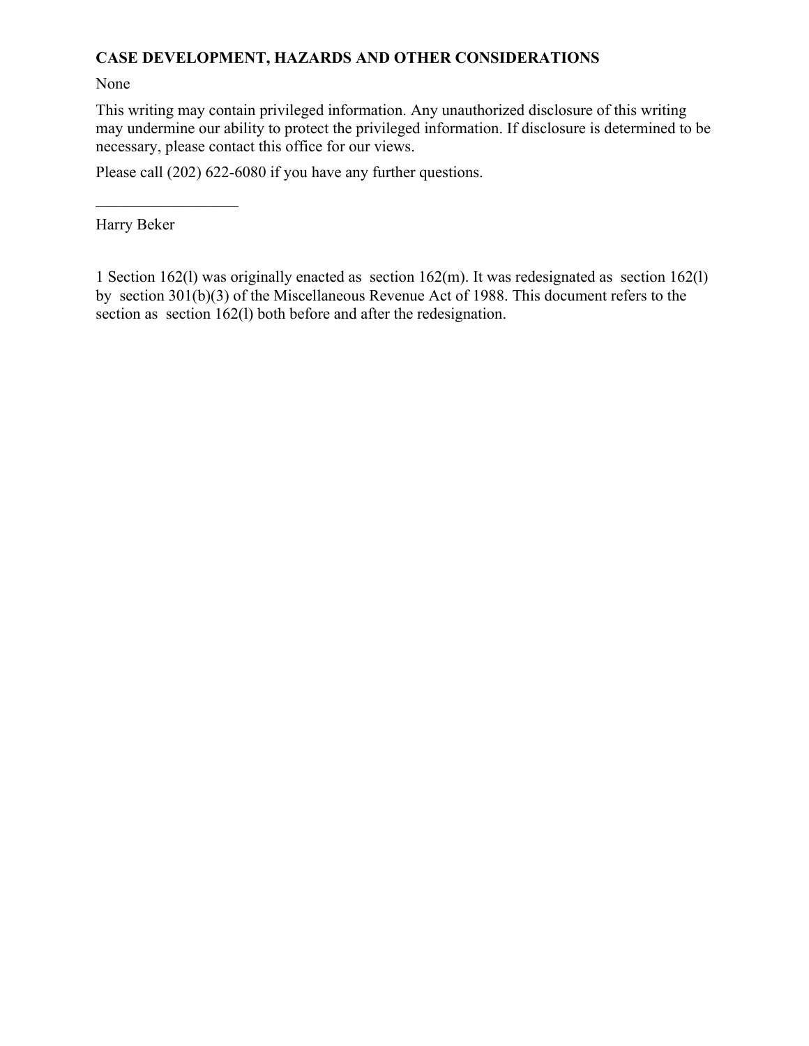**CASE DEVELOPMENT, HAZARDS AND OTHER CONSIDERATIONS**

None

This writing may contain privileged information. Any unauthorized disclosure of this writing may undermine our ability to protect the privileged information. If disclosure is determined to be necessary, please contact this office for our views.

Please call (202) 622-6080 if you have any further questions.

\_\_\_\_\_\_\_\_\_\_\_\_\_\_\_\_\_\_

Harry Beker

1 Section 162(l) was originally enacted as section 162(m). It was redesignated as section 162(l) by section 301(b)(3) of the Miscellaneous Revenue Act of 1988. This document refers to the section as section 162(l) both before and after the redesignation.